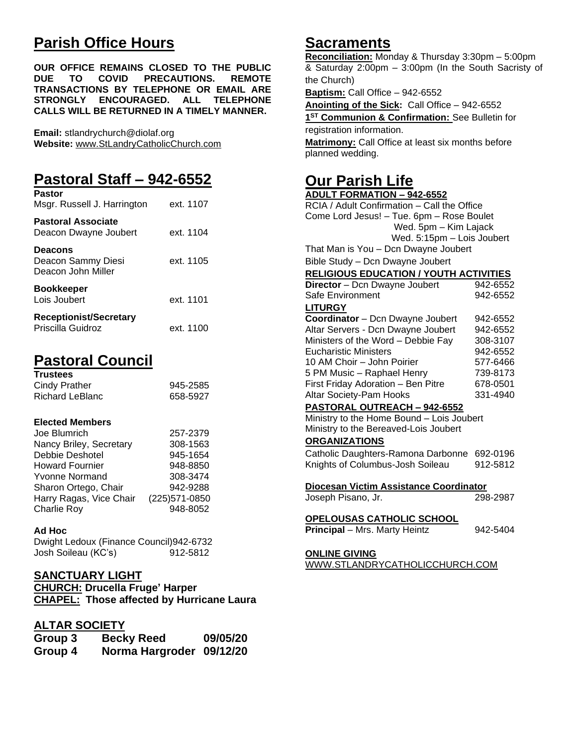# Parish Office Hours

**OUR OFFICE REMAINS CLOSED TO THE PUBLIC DUE TO COVID PRECAUTIONS. REMOTE TRANSACTIONS BY TELEPHONE OR EMAIL ARE STRONGLY ENCOURAGED. ALL TELEPHONE CALLS WILL BE RETURNED IN A TIMELY MANNER.**

**Email:** stlandrychurch@diolaf.org
**Website:** www.StLandryCatholicChurch.com

# Pastoral Staff – 942-6552

**Pastor**
Msgr. Russell J. Harrington ext. 1107

**Pastoral Associate**
Deacon Dwayne Joubert ext. 1104

**Deacons**
Deacon Sammy Diesi ext. 1105
Deacon John Miller

**Bookkeeper**
Lois Joubert ext. 1101

**Receptionist/Secretary**
Priscilla Guidroz ext. 1100

# Pastoral Council

**Trustees**

| | |
|---|---|
| Cindy Prather | 945-2585 |
| Richard LeBlanc | 658-5927 |

**Elected Members**

| | |
|---|---|
| Joe Blumrich | 257-2379 |
| Nancy Briley, Secretary | 308-1563 |
| Debbie Deshotel | 945-1654 |
| Howard Fournier | 948-8850 |
| Yvonne Normand | 308-3474 |
| Sharon Ortego, Chair | 942-9288 |
| Harry Ragas, Vice Chair | (225)571-0850 |
| Charlie Roy | 948-8052 |

**Ad Hoc**

| | |
|---|---|
| Dwight Ledoux (Finance Council) | 942-6732 |
| Josh Soileau (KC's) | 912-5812 |

## SANCTUARY LIGHT

**CHURCH: Drucella Frugé Harper**
**CHAPEL: Those affected by Hurricane Laura**

## ALTAR SOCIETY

| | | |
|---|---|---|
| **Group 3** | **Becky Reed** | **09/05/20** |
| **Group 4** | **Norma Hargroder** | **09/12/20** |

# Sacraments

**Reconciliation:** Monday & Thursday 3:30pm – 5:00pm & Saturday 2:00pm – 3:00pm (In the South Sacristy of the Church)
**Baptism:** Call Office – 942-6552
**Anointing of the Sick:** Call Office – 942-6552
**1ST Communion & Confirmation:** See Bulletin for registration information.
**Matrimony:** Call Office at least six months before planned wedding.

# Our Parish Life

**ADULT FORMATION – 942-6552**
RCIA / Adult Confirmation – Call the Office
Come Lord Jesus! – Tue. 6pm – Rose Boulet
Wed. 5pm – Kim Lajack
Wed. 5:15pm – Lois Joubert
That Man is You – Dcn Dwayne Joubert
Bible Study – Dcn Dwayne Joubert

**RELIGIOUS EDUCATION / YOUTH ACTIVITIES**

| | |
|---|---|
| **Director** – Dcn Dwayne Joubert | 942-6552 |
| Safe Environment | 942-6552 |

**LITURGY**

| | |
|---|---|
| **Coordinator** – Dcn Dwayne Joubert | 942-6552 |
| Altar Servers - Dcn Dwayne Joubert | 942-6552 |
| Ministers of the Word – Debbie Fay | 308-3107 |
| Eucharistic Ministers | 942-6552 |
| 10 AM Choir – John Poirier | 577-6466 |
| 5 PM Music – Raphael Henry | 739-8173 |
| First Friday Adoration – Ben Pitre | 678-0501 |
| Altar Society-Pam Hooks | 331-4940 |

**PASTORAL OUTREACH – 942-6552**
Ministry to the Home Bound – Lois Joubert
Ministry to the Bereaved-Lois Joubert

**ORGANIZATIONS**

| | |
|---|---|
| Catholic Daughters-Ramona Darbonne | 692-0196 |
| Knights of Columbus-Josh Soileau | 912-5812 |

**Diocesan Victim Assistance Coordinator**
Joseph Pisano, Jr. 298-2987

**OPELOUSAS CATHOLIC SCHOOL**
**Principal** – Mrs. Marty Heintz 942-5404

**ONLINE GIVING**
WWW.STLANDRYCATHOLICCHURCH.COM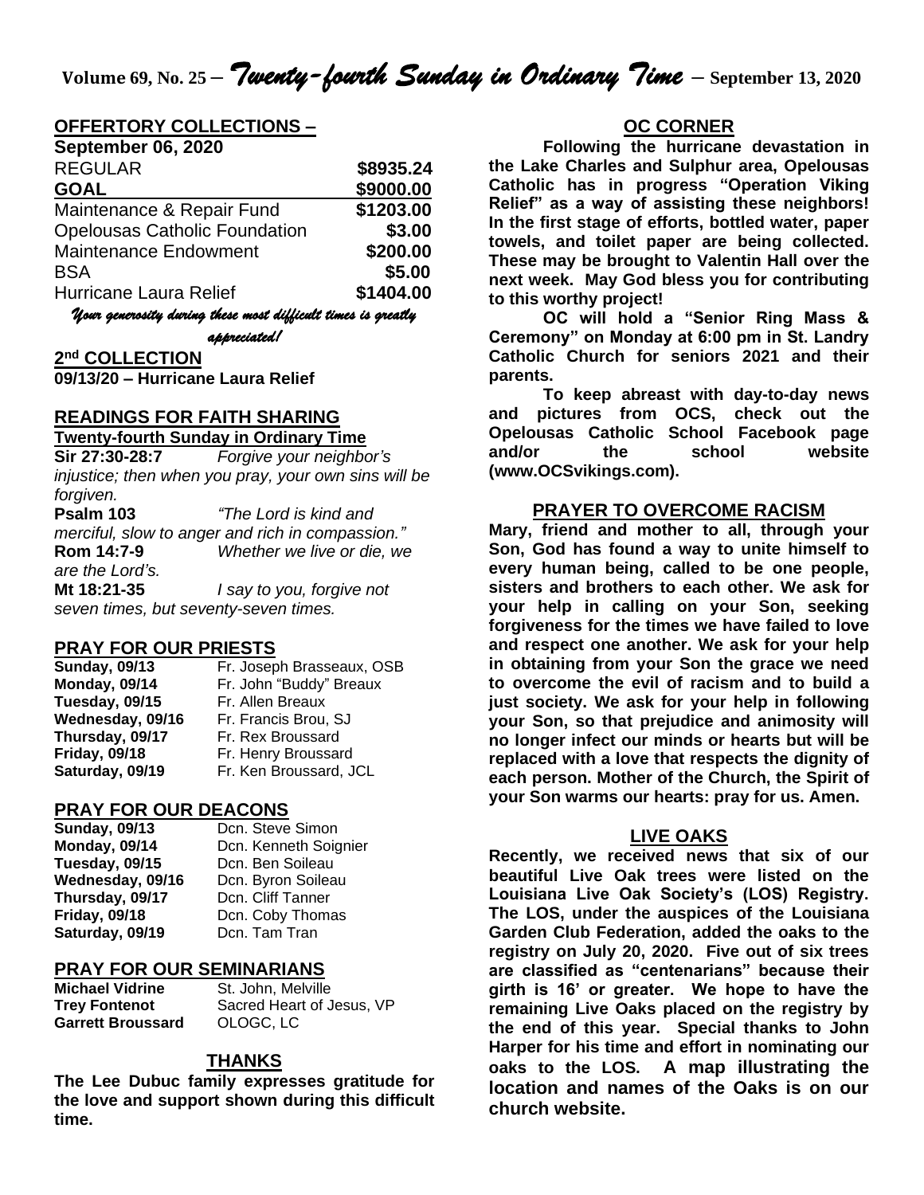**Volume 69, No. 25 –** ***Twenty-fourth Sunday in Ordinary Time*** **– September 13, 2020**

## OFFERTORY COLLECTIONS –

**September 06, 2020**

| | |
|---|---|
| REGULAR | **$8935.24** |
| **GOAL** | **$9000.00** |
| Maintenance & Repair Fund | **$1203.00** |
| Opelousas Catholic Foundation | **$3.00** |
| Maintenance Endowment | **$200.00** |
| BSA | **$5.00** |
| Hurricane Laura Relief | **$1404.00** |

*Your generosity during these most difficult times is greatly appreciated!*

## 2nd COLLECTION

**09/13/20 – Hurricane Laura Relief**

## READINGS FOR FAITH SHARING

**Twenty-fourth Sunday in Ordinary Time**

**Sir 27:30-28:7** *Forgive your neighbor's injustice; then when you pray, your own sins will be forgiven.*

**Psalm 103** *"The Lord is kind and merciful, slow to anger and rich in compassion."*

**Rom 14:7-9** *Whether we live or die, we are the Lord's.*

**Mt 18:21-35** *I say to you, forgive not seven times, but seventy-seven times.*

## PRAY FOR OUR PRIESTS

| | |
|---|---|
| **Sunday, 09/13** | Fr. Joseph Brasseaux, OSB |
| **Monday, 09/14** | Fr. John "Buddy" Breaux |
| **Tuesday, 09/15** | Fr. Allen Breaux |
| **Wednesday, 09/16** | Fr. Francis Brou, SJ |
| **Thursday, 09/17** | Fr. Rex Broussard |
| **Friday, 09/18** | Fr. Henry Broussard |
| **Saturday, 09/19** | Fr. Ken Broussard, JCL |

## PRAY FOR OUR DEACONS

| | |
|---|---|
| **Sunday, 09/13** | Dcn. Steve Simon |
| **Monday, 09/14** | Dcn. Kenneth Soignier |
| **Tuesday, 09/15** | Dcn. Ben Soileau |
| **Wednesday, 09/16** | Dcn. Byron Soileau |
| **Thursday, 09/17** | Dcn. Cliff Tanner |
| **Friday, 09/18** | Dcn. Coby Thomas |
| **Saturday, 09/19** | Dcn. Tam Tran |

## PRAY FOR OUR SEMINARIANS

| | |
|---|---|
| **Michael Vidrine** | St. John, Melville |
| **Trey Fontenot** | Sacred Heart of Jesus, VP |
| **Garrett Broussard** | OLOGC, LC |

## THANKS

**The Lee Dubuc family expresses gratitude for the love and support shown during this difficult time.**

## OC CORNER

**Following the hurricane devastation in the Lake Charles and Sulphur area, Opelousas Catholic has in progress "Operation Viking Relief" as a way of assisting these neighbors! In the first stage of efforts, bottled water, paper towels, and toilet paper are being collected. These may be brought to Valentin Hall over the next week. May God bless you for contributing to this worthy project!**

**OC will hold a "Senior Ring Mass & Ceremony" on Monday at 6:00 pm in St. Landry Catholic Church for seniors 2021 and their parents.**

**To keep abreast with day-to-day news and pictures from OCS, check out the Opelousas Catholic School Facebook page and/or the school website (www.OCSvikings.com).**

## PRAYER TO OVERCOME RACISM

**Mary, friend and mother to all, through your Son, God has found a way to unite himself to every human being, called to be one people, sisters and brothers to each other. We ask for your help in calling on your Son, seeking forgiveness for the times we have failed to love and respect one another. We ask for your help in obtaining from your Son the grace we need to overcome the evil of racism and to build a just society. We ask for your help in following your Son, so that prejudice and animosity will no longer infect our minds or hearts but will be replaced with a love that respects the dignity of each person. Mother of the Church, the Spirit of your Son warms our hearts: pray for us. Amen.**

## LIVE OAKS

**Recently, we received news that six of our beautiful Live Oak trees were listed on the Louisiana Live Oak Society's (LOS) Registry. The LOS, under the auspices of the Louisiana Garden Club Federation, added the oaks to the registry on July 20, 2020. Five out of six trees are classified as "centenarians" because their girth is 16' or greater. We hope to have the remaining Live Oaks placed on the registry by the end of this year. Special thanks to John Harper for his time and effort in nominating our oaks to the LOS. A map illustrating the location and names of the Oaks is on our church website.**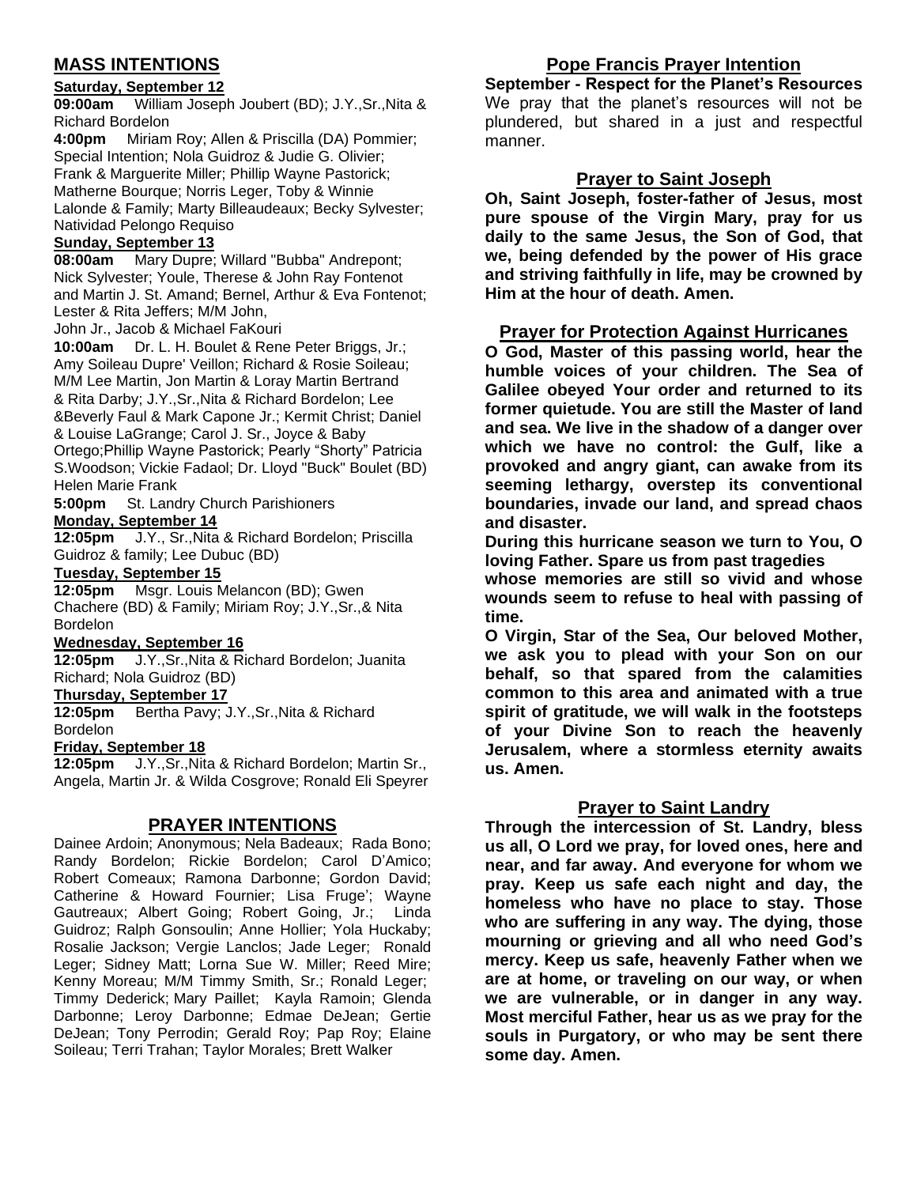## MASS INTENTIONS

**Saturday, September 12**

**09:00am** William Joseph Joubert (BD); J.Y.,Sr.,Nita & Richard Bordelon

**4:00pm** Miriam Roy; Allen & Priscilla (DA) Pommier; Special Intention; Nola Guidroz & Judie G. Olivier; Frank & Marguerite Miller; Phillip Wayne Pastorick; Matherne Bourque; Norris Leger, Toby & Winnie Lalonde & Family; Marty Billeaudeaux; Becky Sylvester; Natividad Pelongo Requiso

**Sunday, September 13**

**08:00am** Mary Dupre; Willard "Bubba" Andrepont; Nick Sylvester; Youle, Therese & John Ray Fontenot and Martin J. St. Amand; Bernel, Arthur & Eva Fontenot; Lester & Rita Jeffers; M/M John, John Jr., Jacob & Michael FaKouri

**10:00am** Dr. L. H. Boulet & Rene Peter Briggs, Jr.; Amy Soileau Dupre' Veillon; Richard & Rosie Soileau; M/M Lee Martin, Jon Martin & Loray Martin Bertrand & Rita Darby; J.Y.,Sr.,Nita & Richard Bordelon; Lee &Beverly Faul & Mark Capone Jr.; Kermit Christ; Daniel & Louise LaGrange; Carol J. Sr., Joyce & Baby Ortego;Phillip Wayne Pastorick; Pearly "Shorty" Patricia S.Woodson; Vickie Fadaol; Dr. Lloyd "Buck" Boulet (BD) Helen Marie Frank

**5:00pm** St. Landry Church Parishioners

**Monday, September 14**

**12:05pm** J.Y., Sr.,Nita & Richard Bordelon; Priscilla Guidroz & family; Lee Dubuc (BD)

**Tuesday, September 15**

**12:05pm** Msgr. Louis Melancon (BD); Gwen Chachere (BD) & Family; Miriam Roy; J.Y.,Sr.,& Nita Bordelon

**Wednesday, September 16**

**12:05pm** J.Y.,Sr.,Nita & Richard Bordelon; Juanita Richard; Nola Guidroz (BD)

**Thursday, September 17**

**12:05pm** Bertha Pavy; J.Y.,Sr.,Nita & Richard Bordelon

**Friday, September 18**

**12:05pm** J.Y.,Sr.,Nita & Richard Bordelon; Martin Sr., Angela, Martin Jr. & Wilda Cosgrove; Ronald Eli Speyrer

## PRAYER INTENTIONS

Dainee Ardoin; Anonymous; Nela Badeaux; Rada Bono; Randy Bordelon; Rickie Bordelon; Carol D'Amico; Robert Comeaux; Ramona Darbonne; Gordon David; Catherine & Howard Fournier; Lisa Fruge'; Wayne Gautreaux; Albert Going; Robert Going, Jr.; Linda Guidroz; Ralph Gonsoulin; Anne Hollier; Yola Huckaby; Rosalie Jackson; Vergie Lanclos; Jade Leger; Ronald Leger; Sidney Matt; Lorna Sue W. Miller; Reed Mire; Kenny Moreau; M/M Timmy Smith, Sr.; Ronald Leger; Timmy Dederick; Mary Paillet; Kayla Ramoin; Glenda Darbonne; Leroy Darbonne; Edmae DeJean; Gertie DeJean; Tony Perrodin; Gerald Roy; Pap Roy; Elaine Soileau; Terri Trahan; Taylor Morales; Brett Walker

## Pope Francis Prayer Intention

**September - Respect for the Planet's Resources**

We pray that the planet's resources will not be plundered, but shared in a just and respectful manner.

## Prayer to Saint Joseph

**Oh, Saint Joseph, foster-father of Jesus, most pure spouse of the Virgin Mary, pray for us daily to the same Jesus, the Son of God, that we, being defended by the power of His grace and striving faithfully in life, may be crowned by Him at the hour of death. Amen.**

## Prayer for Protection Against Hurricanes

**O God, Master of this passing world, hear the humble voices of your children. The Sea of Galilee obeyed Your order and returned to its former quietude. You are still the Master of land and sea. We live in the shadow of a danger over which we have no control: the Gulf, like a provoked and angry giant, can awake from its seeming lethargy, overstep its conventional boundaries, invade our land, and spread chaos and disaster.**

**During this hurricane season we turn to You, O loving Father. Spare us from past tragedies whose memories are still so vivid and whose wounds seem to refuse to heal with passing of time.**

**O Virgin, Star of the Sea, Our beloved Mother, we ask you to plead with your Son on our behalf, so that spared from the calamities common to this area and animated with a true spirit of gratitude, we will walk in the footsteps of your Divine Son to reach the heavenly Jerusalem, where a stormless eternity awaits us. Amen.**

## Prayer to Saint Landry

**Through the intercession of St. Landry, bless us all, O Lord we pray, for loved ones, here and near, and far away. And everyone for whom we pray. Keep us safe each night and day, the homeless who have no place to stay. Those who are suffering in any way. The dying, those mourning or grieving and all who need God's mercy. Keep us safe, heavenly Father when we are at home, or traveling on our way, or when we are vulnerable, or in danger in any way. Most merciful Father, hear us as we pray for the souls in Purgatory, or who may be sent there some day. Amen.**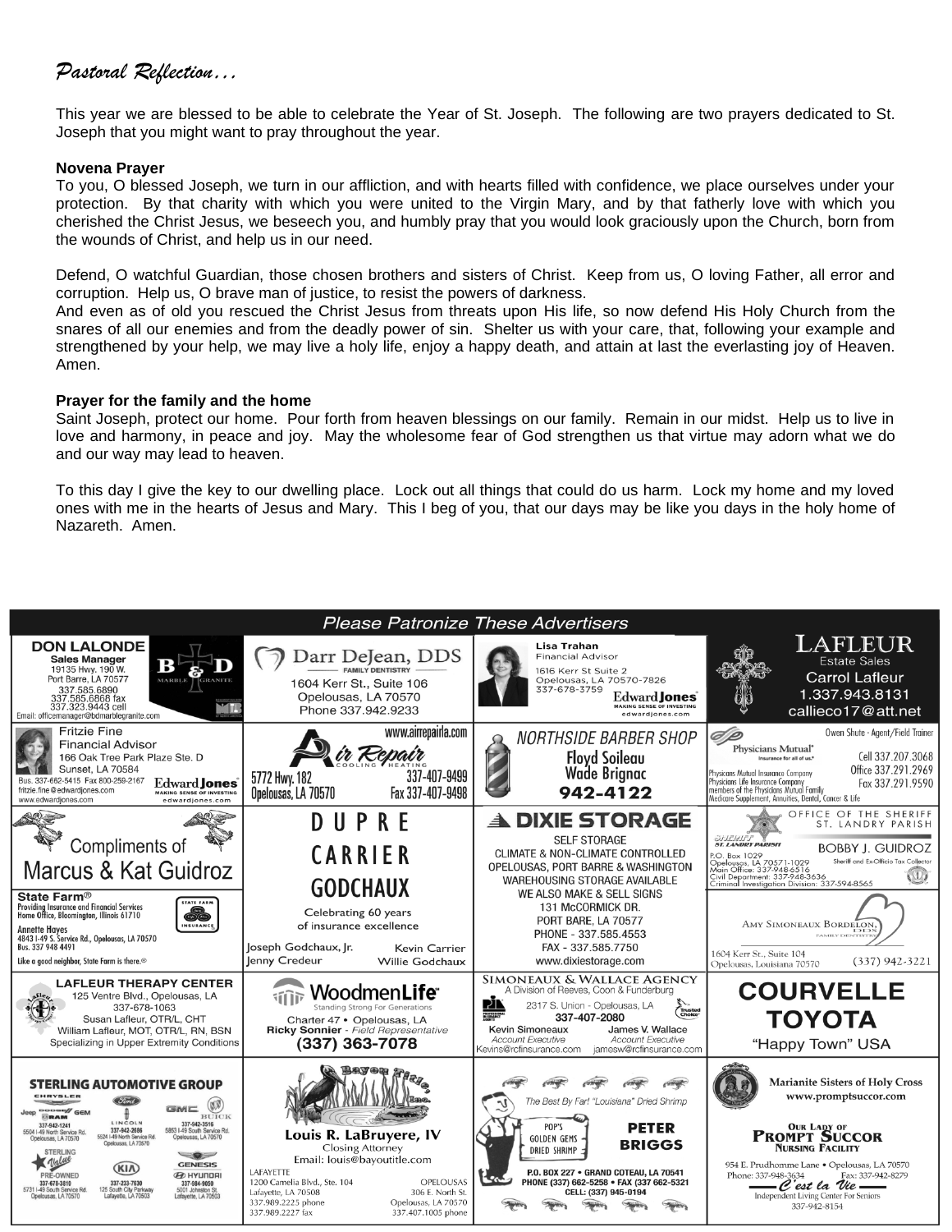*Pastoral Reflection…*

This year we are blessed to be able to celebrate the Year of St. Joseph. The following are two prayers dedicated to St. Joseph that you might want to pray throughout the year.

**Novena Prayer**

To you, O blessed Joseph, we turn in our affliction, and with hearts filled with confidence, we place ourselves under your protection. By that charity with which you were united to the Virgin Mary, and by that fatherly love with which you cherished the Christ Jesus, we beseech you, and humbly pray that you would look graciously upon the Church, born from the wounds of Christ, and help us in our need.

Defend, O watchful Guardian, those chosen brothers and sisters of Christ. Keep from us, O loving Father, all error and corruption. Help us, O brave man of justice, to resist the powers of darkness.

And even as of old you rescued the Christ Jesus from threats upon His life, so now defend His Holy Church from the snares of all our enemies and from the deadly power of sin. Shelter us with your care, that, following your example and strengthened by your help, we may live a holy life, enjoy a happy death, and attain at last the everlasting joy of Heaven. Amen.

**Prayer for the family and the home**

Saint Joseph, protect our home. Pour forth from heaven blessings on our family. Remain in our midst. Help us to live in love and harmony, in peace and joy. May the wholesome fear of God strengthen us that virtue may adorn what we do and our way may lead to heaven.

To this day I give the key to our dwelling place. Lock out all things that could do us harm. Lock my home and my loved ones with me in the hearts of Jesus and Mary. This I beg of you, that our days may be like you days in the holy home of Nazareth. Amen.

## Please Patronize These Advertisers

**DON LALONDE**
Sales Manager
19135 Hwy. 190 W.
Port Barre, LA 70577
337.585.6890
337.585.6868 fax
337.323.9443 cell
Email: officemanager@bdmarblegranite.com
B & D Marble Granite

**Darr DeJean, DDS**
FAMILY DENTISTRY
1604 Kerr St., Suite 106
Opelousas, LA 70570
Phone 337.942.9233

**Lisa Trahan**
Financial Advisor
1616 Kerr St Suite 2
Opelousas, LA 70570-7826
337-678-3759
Edward Jones
MAKING SENSE OF INVESTING
edwardjones.com

**LAFLEUR**
Estate Sales
Carrol Lafleur
1.337.943.8131
callieco17@att.net

**Fritzie Fine**
Financial Advisor
166 Oak Tree Park Plaze Ste. D
Sunset, LA 70584
Bus. 337-662-5415 Fax 800-259-2167
fritzie.fine@edwardjones.com
www.edwardjones.com
Edward Jones
MAKING SENSE OF INVESTING
edwardjones.com

**Air Repair**
COOLING HEATING
www.airrepairla.com
5772 Hwy. 182
Opelousas, LA 70570
337-407-9499
Fax 337-407-9498

**NORTHSIDE BARBER SHOP**
Floyd Soileau
Wade Brignac
942-4122

**Physicians Mutual**
Insurance for all of us.
Owen Shute - Agent/Field Trainer
Cell 337.207.3068
Office 337.291.2969
Fax 337.291.9590
Physicians Mutual Insurance Company
Physicians Life Insurance Company
members of the Physicians Mutual Family
Medicare Supplement, Annuities, Dental, Cancer & Life

Compliments of
**Marcus & Kat Guidroz**

**DUPRE CARRIER GODCHAUX**
Celebrating 60 years of insurance excellence
Joseph Godchaux, Jr. — Kevin Carrier
Jenny Credeur — Willie Godchaux

**DIXIE STORAGE**
SELF STORAGE
CLIMATE & NON-CLIMATE CONTROLLED
OPELOUSAS, PORT BARRE & WASHINGTON
WAREHOUSING STORAGE AVAILABLE
WE ALSO MAKE & SELL SIGNS
131 McCORMICK DR.
PORT BARE, LA 70577
PHONE - 337.585.4553
FAX - 337.585.7750
www.dixiestorage.com

**OFFICE OF THE SHERIFF**
ST. LANDRY PARISH
BOBBY J. GUIDROZ
Sheriff and Ex-Officio Tax Collector
P.O. Box 1029
Opelousas, LA 70571-1029
Main Office: 337-948-6516
Civil Department: 337-948-3636
Criminal Investigation Division: 337-594-8565

**State Farm**®
Providing Insurance and Financial Services
Home Office, Bloomington, Illinois 61710
Annette Hayes
4843 I-49 S. Service Rd., Opelousas, LA 70570
Bus. 337 948 4491
Like a good neighbor, State Farm is there.®

**AMY SIMONEAUX BORDELON, DDS**
FAMILY DENTISTRY
1604 Kerr St., Suite 104
Opelousas, Louisiana 70570
(337) 942-3221

**LAFLEUR THERAPY CENTER**
125 Ventre Blvd., Opelousas, LA
337-678-1063
Susan Lafleur, OTR/L, CHT
William Lafleur, MOT, OTR/L, RN, BSN
Specializing in Upper Extremity Conditions

**WoodmenLife**
Standing Strong For Generations
Charter 47 • Opelousas, LA
Ricky Sonnier - *Field Representative*
(337) 363-7078

**SIMONEAUX & WALLACE AGENCY**
A Division of Reeves, Coon & Funderburg
2317 S. Union - Opelousas, LA
337-407-2080
Kevin Simoneaux — *Account Executive* — Kevins@rcfinsurance.com
James V. Wallace — *Account Executive* — jamesw@rcfinsurance.com

**COURVELLE TOYOTA**
"Happy Town" USA

**STERLING AUTOMOTIVE GROUP**
Chrysler Jeep Dodge Ram GEM — 337-942-1241 — 5504 I-49 North Service Rd. Opelousas, LA 70570
Ford Lincoln — 337-942-2606 — 5524 I-49 North Service Rd. Opelousas, LA 70570
GMC Buick — 337-942-3516 — 5853 I-49 South Service Rd. Opelousas, LA 70570
Sterling Value Pre-Owned — 337-678-3810 — 5731 I-49 South Service Rd. Opelousas, LA 70570
Kia — 337-233-7630 — 125 South City Parkway Lafayette, LA 70503
Genesis Hyundai — 337-984-9059 — 5001 Johnston St. Lafayette, LA 70503

**Bayou Title, Inc.**
Louis R. LaBruyere, IV
Closing Attorney
Email: louis@bayoutitle.com
LAFAYETTE
1200 Camelia Blvd., Ste. 104
Lafayette, LA 70508
337.989.2225 phone
337.989.2227 fax
OPELOUSAS
306 E. North St.
Opelousas, LA 70570
337.407.1005 phone

The Best By Far! "Louisiana" Dried Shrimp
POP'S GOLDEN GEMS DRIED SHRIMP
**PETER BRIGGS**
P.O. BOX 227 • GRAND COTEAU, LA 70541
PHONE (337) 662-5258 • FAX (337 662-5321
CELL: (337) 945-0194

**Marianite Sisters of Holy Cross**
www.promptsuccor.com
**OUR LADY OF PROMPT SUCCOR NURSING FACILITY**
954 E. Prudhomme Lane • Opelousas, LA 70570
Phone: 337-948-3634 Fax: 337-942-8279
*C'est la Vie*
Independent Living Center For Seniors
337-942-8154